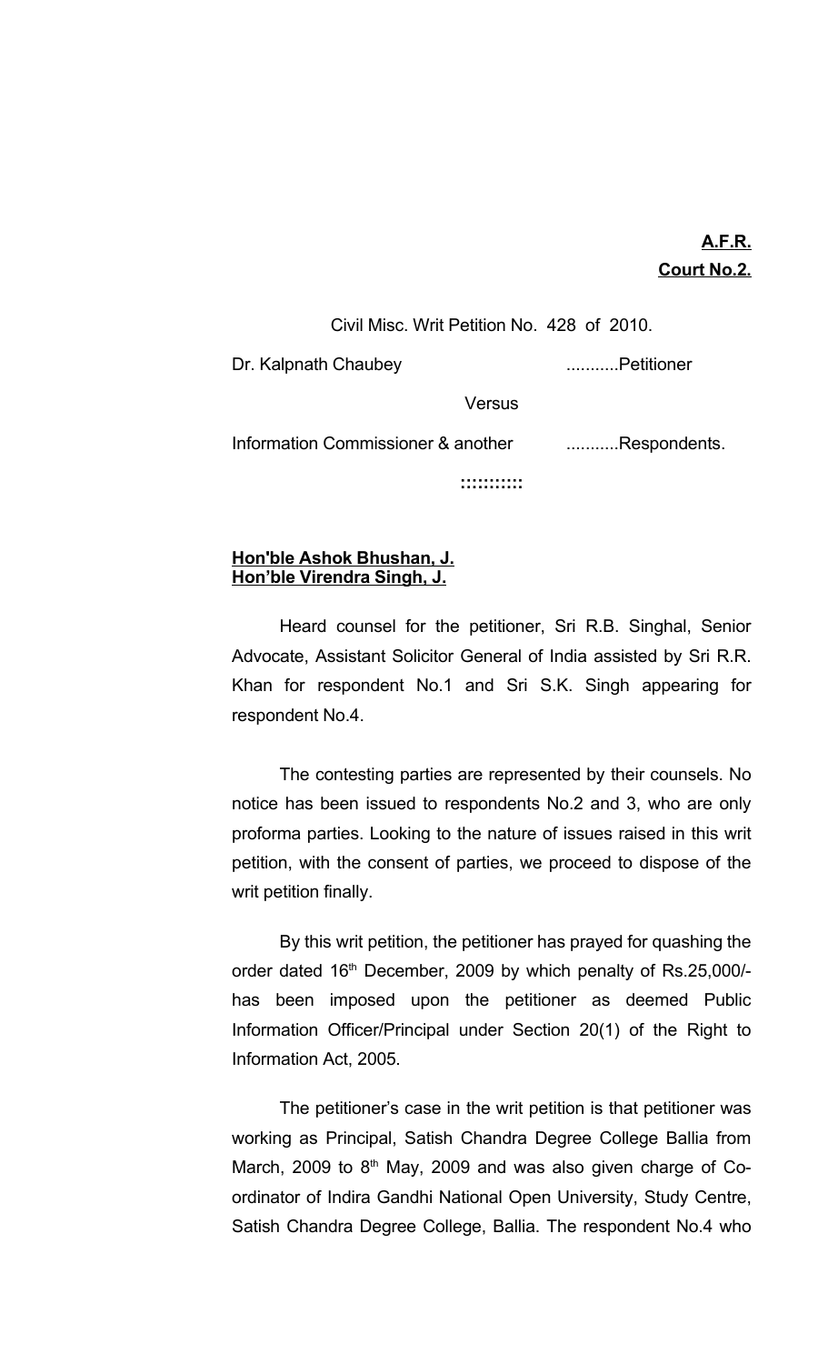**A.F.R.**
**Court No.2.**

Civil Misc. Writ Petition No. 428 of 2010.

Dr. Kalpnath Chaubey ...........Petitioner

Versus

Information Commissioner & another ...........Respondents.

::::::::::

**Hon'ble Ashok Bhushan, J.**
**Hon'ble Virendra Singh, J.**

Heard counsel for the petitioner, Sri R.B. Singhal, Senior Advocate, Assistant Solicitor General of India assisted by Sri R.R. Khan for respondent No.1 and Sri S.K. Singh appearing for respondent No.4.

The contesting parties are represented by their counsels. No notice has been issued to respondents No.2 and 3, who are only proforma parties. Looking to the nature of issues raised in this writ petition, with the consent of parties, we proceed to dispose of the writ petition finally.

By this writ petition, the petitioner has prayed for quashing the order dated 16th December, 2009 by which penalty of Rs.25,000/- has been imposed upon the petitioner as deemed Public Information Officer/Principal under Section 20(1) of the Right to Information Act, 2005.

The petitioner's case in the writ petition is that petitioner was working as Principal, Satish Chandra Degree College Ballia from March, 2009 to 8th May, 2009 and was also given charge of Co-ordinator of Indira Gandhi National Open University, Study Centre, Satish Chandra Degree College, Ballia. The respondent No.4 who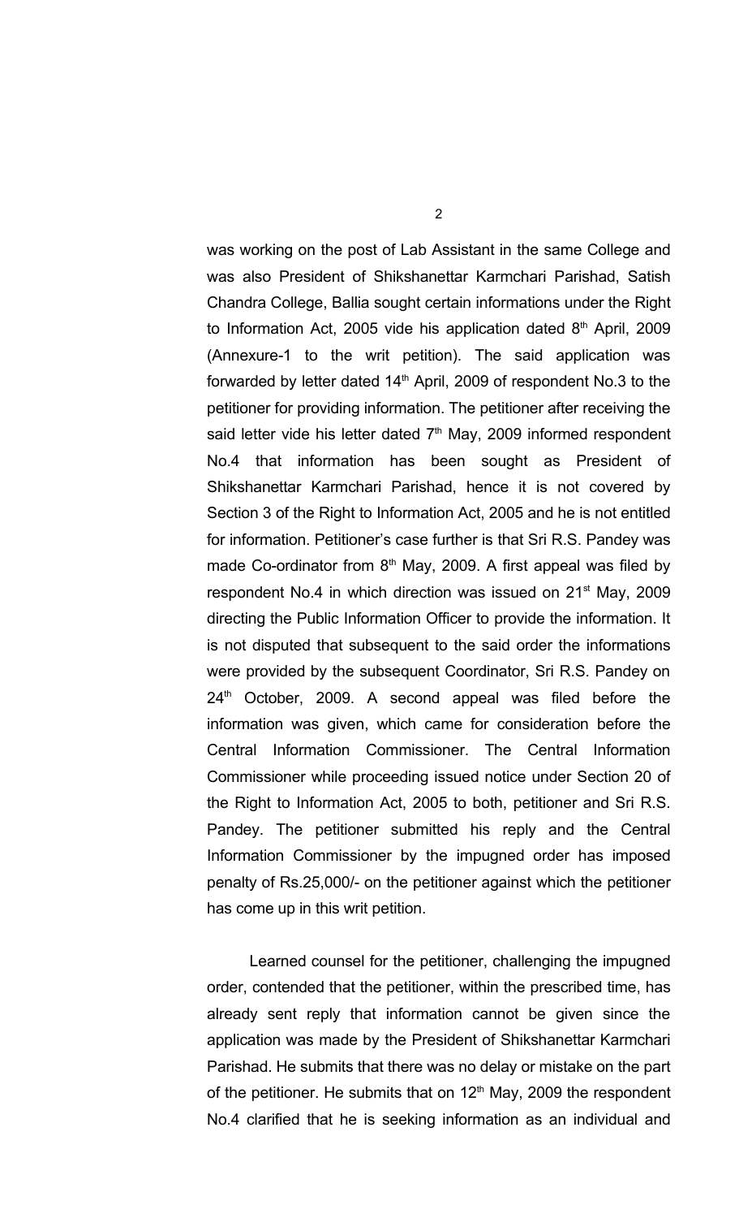was working on the post of Lab Assistant in the same College and was also President of Shikshanettar Karmchari Parishad, Satish Chandra College, Ballia sought certain informations under the Right to Information Act, 2005 vide his application dated 8th April, 2009 (Annexure-1 to the writ petition). The said application was forwarded by letter dated 14th April, 2009 of respondent No.3 to the petitioner for providing information. The petitioner after receiving the said letter vide his letter dated 7th May, 2009 informed respondent No.4 that information has been sought as President of Shikshanettar Karmchari Parishad, hence it is not covered by Section 3 of the Right to Information Act, 2005 and he is not entitled for information. Petitioner's case further is that Sri R.S. Pandey was made Co-ordinator from 8th May, 2009. A first appeal was filed by respondent No.4 in which direction was issued on 21st May, 2009 directing the Public Information Officer to provide the information. It is not disputed that subsequent to the said order the informations were provided by the subsequent Coordinator, Sri R.S. Pandey on 24th October, 2009. A second appeal was filed before the information was given, which came for consideration before the Central Information Commissioner. The Central Information Commissioner while proceeding issued notice under Section 20 of the Right to Information Act, 2005 to both, petitioner and Sri R.S. Pandey. The petitioner submitted his reply and the Central Information Commissioner by the impugned order has imposed penalty of Rs.25,000/- on the petitioner against which the petitioner has come up in this writ petition.

Learned counsel for the petitioner, challenging the impugned order, contended that the petitioner, within the prescribed time, has already sent reply that information cannot be given since the application was made by the President of Shikshanettar Karmchari Parishad. He submits that there was no delay or mistake on the part of the petitioner. He submits that on 12th May, 2009 the respondent No.4 clarified that he is seeking information as an individual and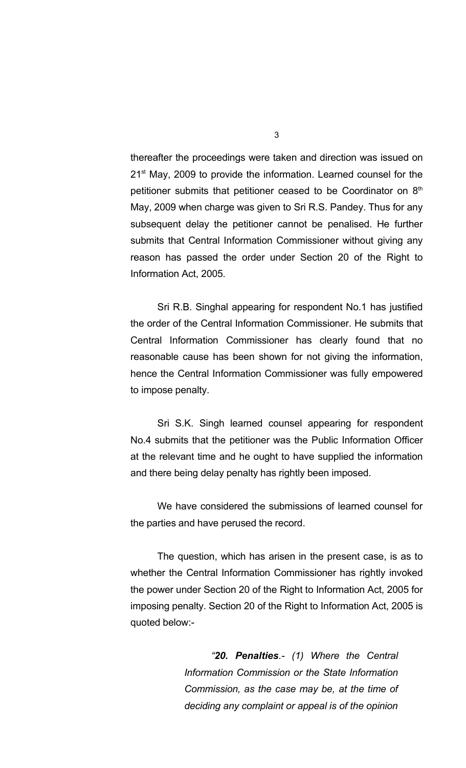thereafter the proceedings were taken and direction was issued on 21st May, 2009 to provide the information. Learned counsel for the petitioner submits that petitioner ceased to be Coordinator on 8th May, 2009 when charge was given to Sri R.S. Pandey. Thus for any subsequent delay the petitioner cannot be penalised. He further submits that Central Information Commissioner without giving any reason has passed the order under Section 20 of the Right to Information Act, 2005.

Sri R.B. Singhal appearing for respondent No.1 has justified the order of the Central Information Commissioner. He submits that Central Information Commissioner has clearly found that no reasonable cause has been shown for not giving the information, hence the Central Information Commissioner was fully empowered to impose penalty.

Sri S.K. Singh learned counsel appearing for respondent No.4 submits that the petitioner was the Public Information Officer at the relevant time and he ought to have supplied the information and there being delay penalty has rightly been imposed.

We have considered the submissions of learned counsel for the parties and have perused the record.

The question, which has arisen in the present case, is as to whether the Central Information Commissioner has rightly invoked the power under Section 20 of the Right to Information Act, 2005 for imposing penalty. Section 20 of the Right to Information Act, 2005 is quoted below:-

> *"**20. Penalties**.- (1) Where the Central Information Commission or the State Information Commission, as the case may be, at the time of deciding any complaint or appeal is of the opinion*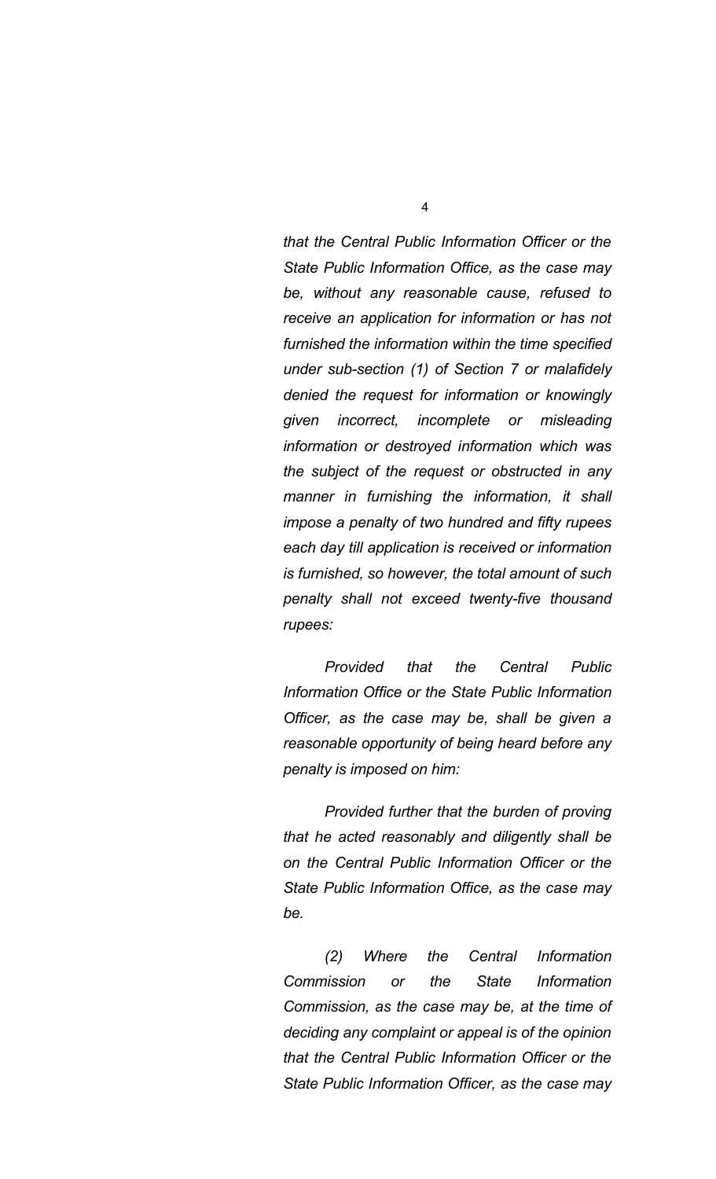*that the Central Public Information Officer or the State Public Information Office, as the case may be, without any reasonable cause, refused to receive an application for information or has not furnished the information within the time specified under sub-section (1) of Section 7 or malafidely denied the request for information or knowingly given incorrect, incomplete or misleading information or destroyed information which was the subject of the request or obstructed in any manner in furnishing the information, it shall impose a penalty of two hundred and fifty rupees each day till application is received or information is furnished, so however, the total amount of such penalty shall not exceed twenty-five thousand rupees:*

*Provided that the Central Public Information Office or the State Public Information Officer, as the case may be, shall be given a reasonable opportunity of being heard before any penalty is imposed on him:*

*Provided further that the burden of proving that he acted reasonably and diligently shall be on the Central Public Information Officer or the State Public Information Office, as the case may be.*

*(2) Where the Central Information Commission or the State Information Commission, as the case may be, at the time of deciding any complaint or appeal is of the opinion that the Central Public Information Officer or the State Public Information Officer, as the case may*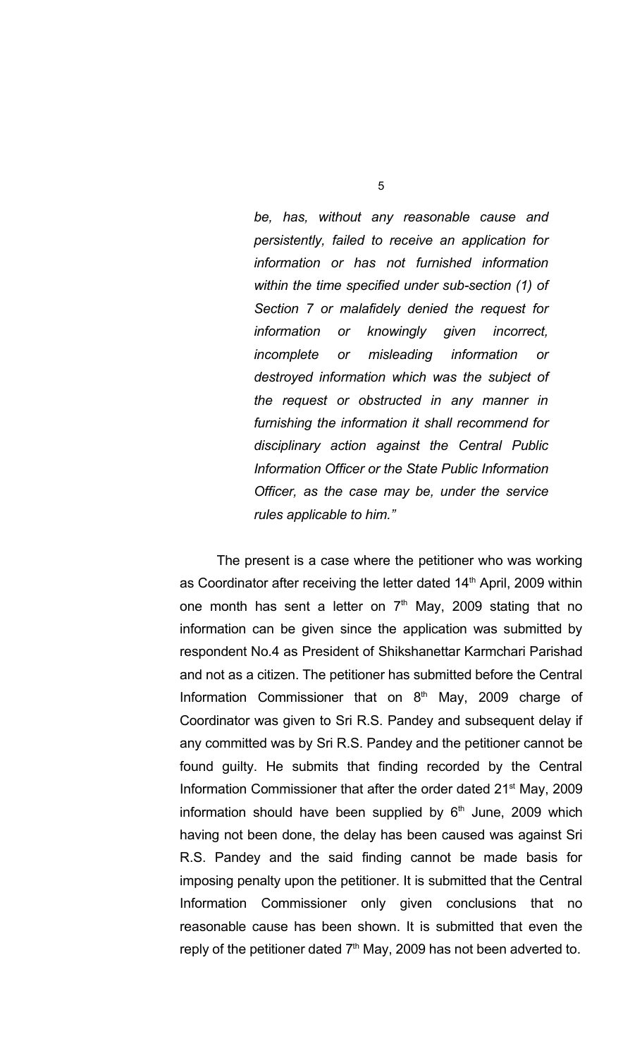> *be, has, without any reasonable cause and persistently, failed to receive an application for information or has not furnished information within the time specified under sub-section (1) of Section 7 or malafidely denied the request for information or knowingly given incorrect, incomplete or misleading information or destroyed information which was the subject of the request or obstructed in any manner in furnishing the information it shall recommend for disciplinary action against the Central Public Information Officer or the State Public Information Officer, as the case may be, under the service rules applicable to him."*

The present is a case where the petitioner who was working as Coordinator after receiving the letter dated 14th April, 2009 within one month has sent a letter on 7th May, 2009 stating that no information can be given since the application was submitted by respondent No.4 as President of Shikshanettar Karmchari Parishad and not as a citizen. The petitioner has submitted before the Central Information Commissioner that on 8th May, 2009 charge of Coordinator was given to Sri R.S. Pandey and subsequent delay if any committed was by Sri R.S. Pandey and the petitioner cannot be found guilty. He submits that finding recorded by the Central Information Commissioner that after the order dated 21st May, 2009 information should have been supplied by 6th June, 2009 which having not been done, the delay has been caused was against Sri R.S. Pandey and the said finding cannot be made basis for imposing penalty upon the petitioner. It is submitted that the Central Information Commissioner only given conclusions that no reasonable cause has been shown. It is submitted that even the reply of the petitioner dated 7th May, 2009 has not been adverted to.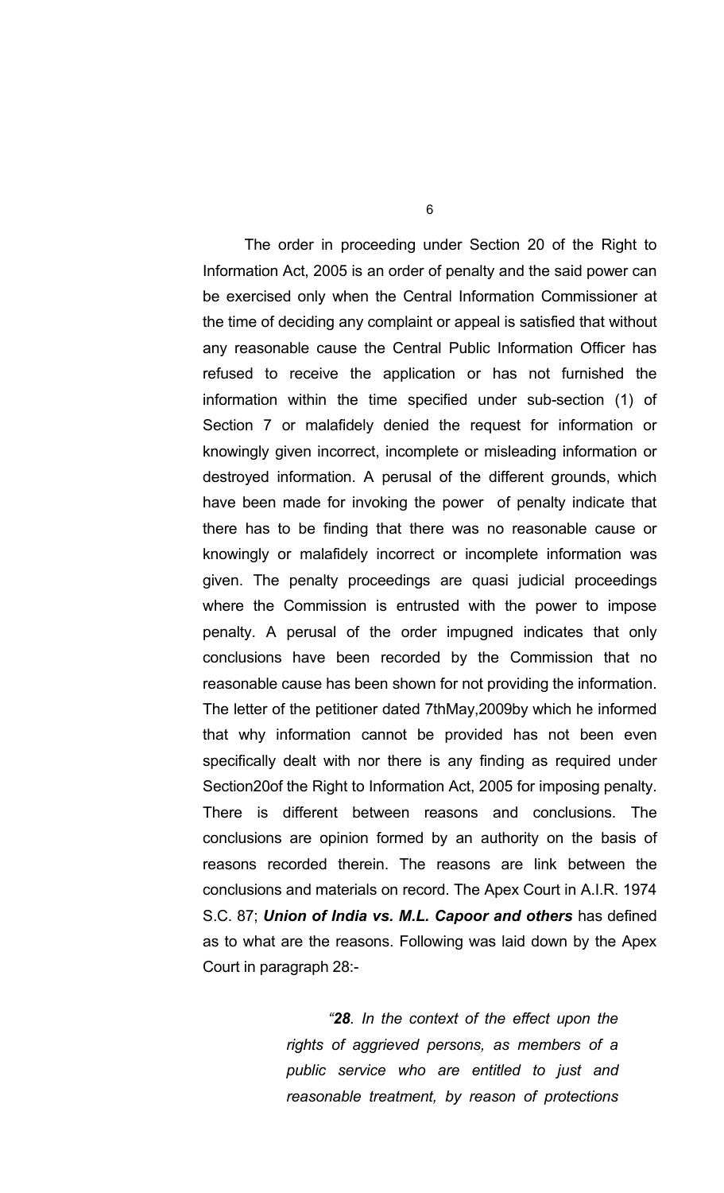The order in proceeding under Section 20 of the Right to Information Act, 2005 is an order of penalty and the said power can be exercised only when the Central Information Commissioner at the time of deciding any complaint or appeal is satisfied that without any reasonable cause the Central Public Information Officer has refused to receive the application or has not furnished the information within the time specified under sub-section (1) of Section 7 or malafidely denied the request for information or knowingly given incorrect, incomplete or misleading information or destroyed information. A perusal of the different grounds, which have been made for invoking the power of penalty indicate that there has to be finding that there was no reasonable cause or knowingly or malafidely incorrect or incomplete information was given. The penalty proceedings are quasi judicial proceedings where the Commission is entrusted with the power to impose penalty. A perusal of the order impugned indicates that only conclusions have been recorded by the Commission that no reasonable cause has been shown for not providing the information. The letter of the petitioner dated 7thMay,2009by which he informed that why information cannot be provided has not been even specifically dealt with nor there is any finding as required under Section20of the Right to Information Act, 2005 for imposing penalty. There is different between reasons and conclusions. The conclusions are opinion formed by an authority on the basis of reasons recorded therein. The reasons are link between the conclusions and materials on record. The Apex Court in A.I.R. 1974 S.C. 87; ***Union of India vs. M.L. Capoor and others*** has defined as to what are the reasons. Following was laid down by the Apex Court in paragraph 28:-

> *"**28**. In the context of the effect upon the rights of aggrieved persons, as members of a public service who are entitled to just and reasonable treatment, by reason of protections*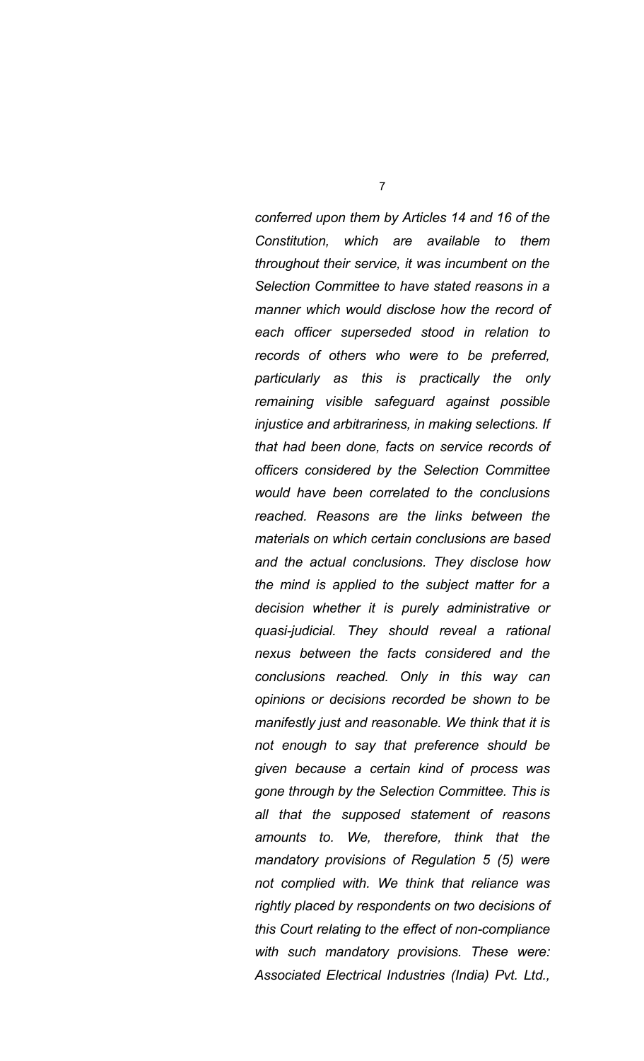*conferred upon them by Articles 14 and 16 of the Constitution, which are available to them throughout their service, it was incumbent on the Selection Committee to have stated reasons in a manner which would disclose how the record of each officer superseded stood in relation to records of others who were to be preferred, particularly as this is practically the only remaining visible safeguard against possible injustice and arbitrariness, in making selections. If that had been done, facts on service records of officers considered by the Selection Committee would have been correlated to the conclusions reached. Reasons are the links between the materials on which certain conclusions are based and the actual conclusions. They disclose how the mind is applied to the subject matter for a decision whether it is purely administrative or quasi-judicial. They should reveal a rational nexus between the facts considered and the conclusions reached. Only in this way can opinions or decisions recorded be shown to be manifestly just and reasonable. We think that it is not enough to say that preference should be given because a certain kind of process was gone through by the Selection Committee. This is all that the supposed statement of reasons amounts to. We, therefore, think that the mandatory provisions of Regulation 5 (5) were not complied with. We think that reliance was rightly placed by respondents on two decisions of this Court relating to the effect of non-compliance with such mandatory provisions. These were: Associated Electrical Industries (India) Pvt. Ltd.,*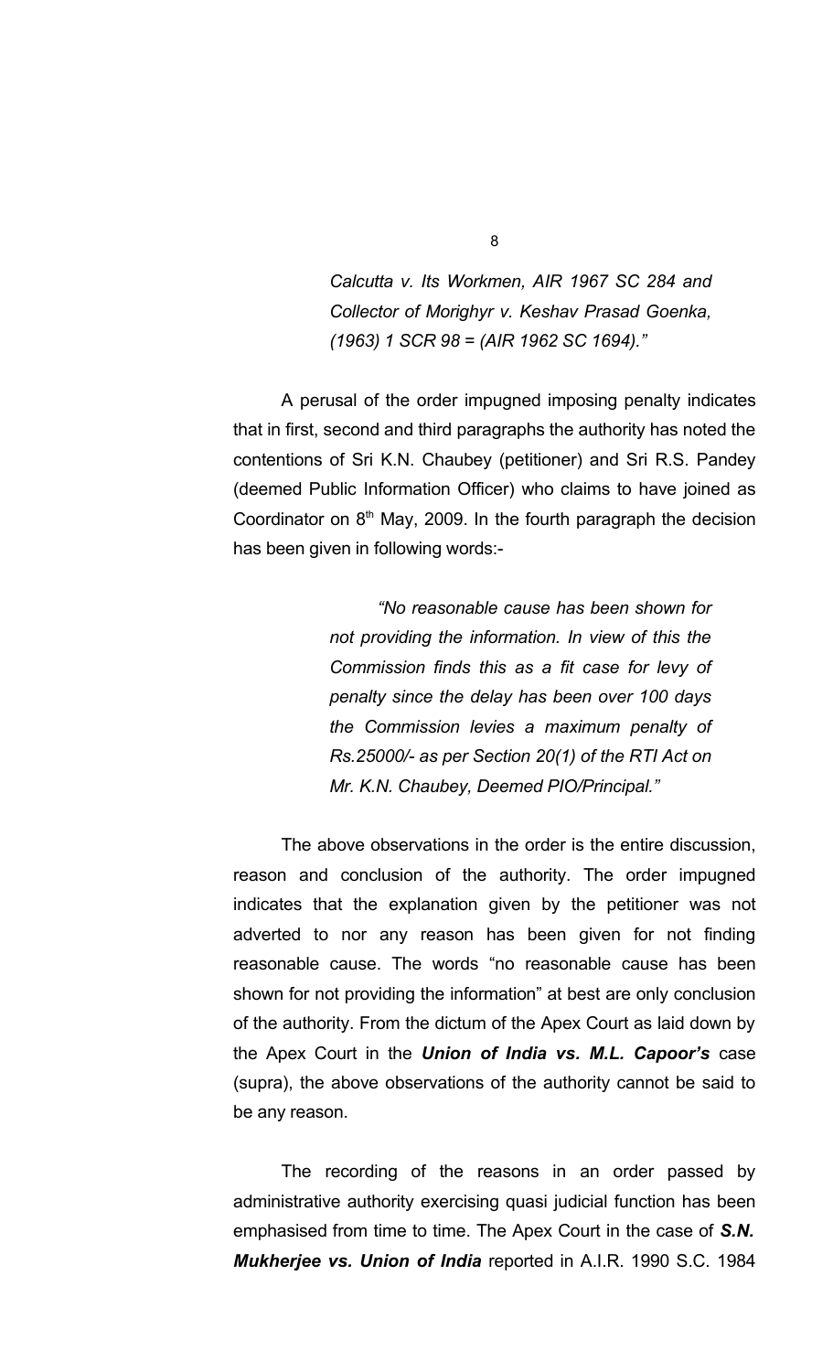*Calcutta v. Its Workmen, AIR 1967 SC 284 and Collector of Morighyr v. Keshav Prasad Goenka, (1963) 1 SCR 98 = (AIR 1962 SC 1694)."*

A perusal of the order impugned imposing penalty indicates that in first, second and third paragraphs the authority has noted the contentions of Sri K.N. Chaubey (petitioner) and Sri R.S. Pandey (deemed Public Information Officer) who claims to have joined as Coordinator on 8th May, 2009. In the fourth paragraph the decision has been given in following words:-

> *"No reasonable cause has been shown for not providing the information. In view of this the Commission finds this as a fit case for levy of penalty since the delay has been over 100 days the Commission levies a maximum penalty of Rs.25000/- as per Section 20(1) of the RTI Act on Mr. K.N. Chaubey, Deemed PIO/Principal."*

The above observations in the order is the entire discussion, reason and conclusion of the authority. The order impugned indicates that the explanation given by the petitioner was not adverted to nor any reason has been given for not finding reasonable cause. The words "no reasonable cause has been shown for not providing the information" at best are only conclusion of the authority. From the dictum of the Apex Court as laid down by the Apex Court in the ***Union of India vs. M.L. Capoor's*** case (supra), the above observations of the authority cannot be said to be any reason.

The recording of the reasons in an order passed by administrative authority exercising quasi judicial function has been emphasised from time to time. The Apex Court in the case of ***S.N. Mukherjee vs. Union of India*** reported in A.I.R. 1990 S.C. 1984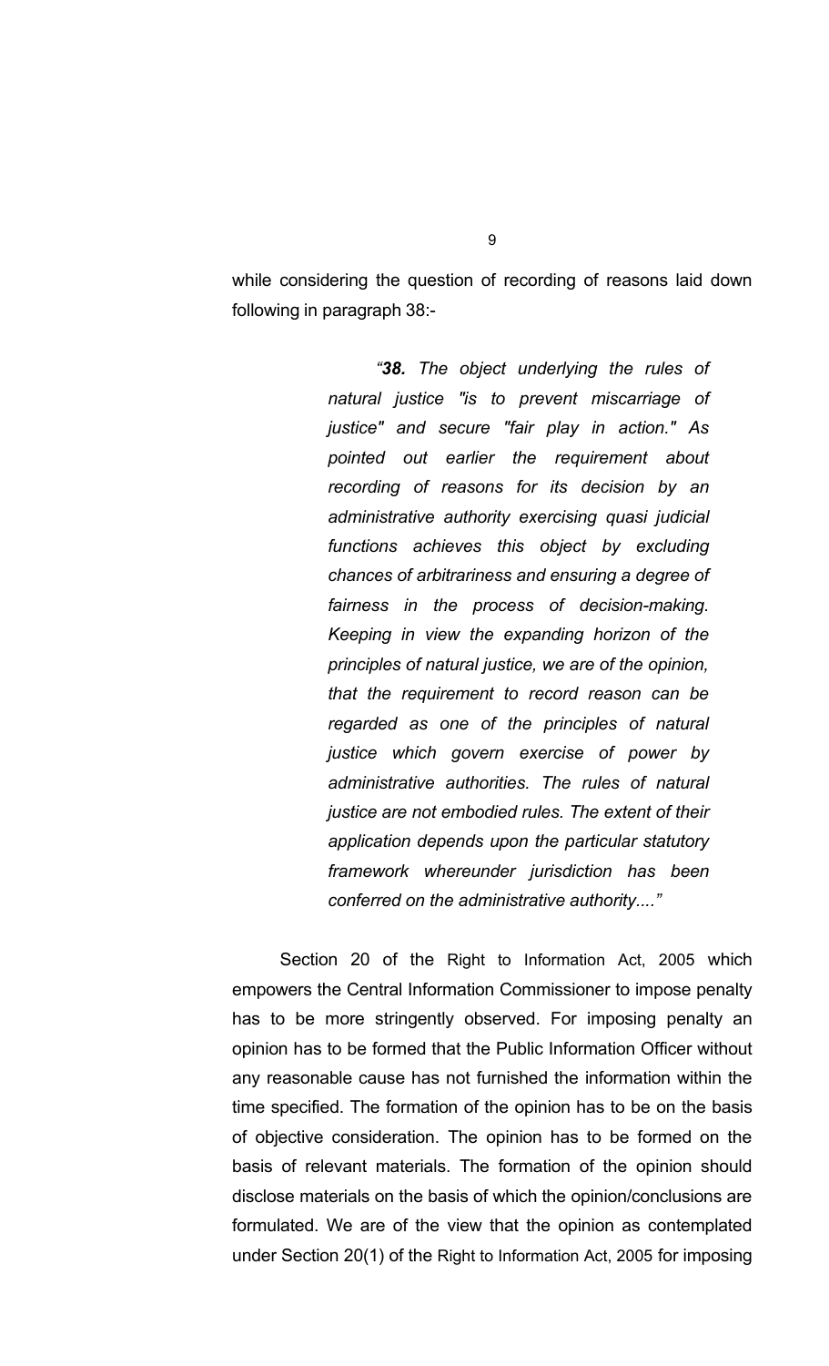while considering the question of recording of reasons laid down following in paragraph 38:-

> *"**38.** The object underlying the rules of natural justice "is to prevent miscarriage of justice" and secure "fair play in action." As pointed out earlier the requirement about recording of reasons for its decision by an administrative authority exercising quasi judicial functions achieves this object by excluding chances of arbitrariness and ensuring a degree of fairness in the process of decision-making. Keeping in view the expanding horizon of the principles of natural justice, we are of the opinion, that the requirement to record reason can be regarded as one of the principles of natural justice which govern exercise of power by administrative authorities. The rules of natural justice are not embodied rules. The extent of their application depends upon the particular statutory framework whereunder jurisdiction has been conferred on the administrative authority...."*

Section 20 of the Right to Information Act, 2005 which empowers the Central Information Commissioner to impose penalty has to be more stringently observed. For imposing penalty an opinion has to be formed that the Public Information Officer without any reasonable cause has not furnished the information within the time specified. The formation of the opinion has to be on the basis of objective consideration. The opinion has to be formed on the basis of relevant materials. The formation of the opinion should disclose materials on the basis of which the opinion/conclusions are formulated. We are of the view that the opinion as contemplated under Section 20(1) of the Right to Information Act, 2005 for imposing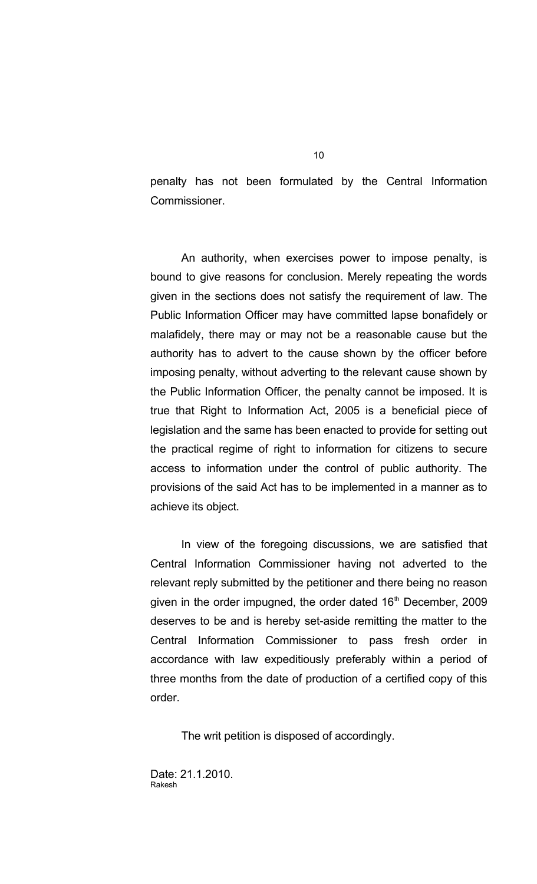penalty has not been formulated by the Central Information Commissioner.

An authority, when exercises power to impose penalty, is bound to give reasons for conclusion. Merely repeating the words given in the sections does not satisfy the requirement of law. The Public Information Officer may have committed lapse bonafidely or malafidely, there may or may not be a reasonable cause but the authority has to advert to the cause shown by the officer before imposing penalty, without adverting to the relevant cause shown by the Public Information Officer, the penalty cannot be imposed. It is true that Right to Information Act, 2005 is a beneficial piece of legislation and the same has been enacted to provide for setting out the practical regime of right to information for citizens to secure access to information under the control of public authority. The provisions of the said Act has to be implemented in a manner as to achieve its object.

In view of the foregoing discussions, we are satisfied that Central Information Commissioner having not adverted to the relevant reply submitted by the petitioner and there being no reason given in the order impugned, the order dated 16th December, 2009 deserves to be and is hereby set-aside remitting the matter to the Central Information Commissioner to pass fresh order in accordance with law expeditiously preferably within a period of three months from the date of production of a certified copy of this order.

The writ petition is disposed of accordingly.

Date: 21.1.2010.
Rakesh